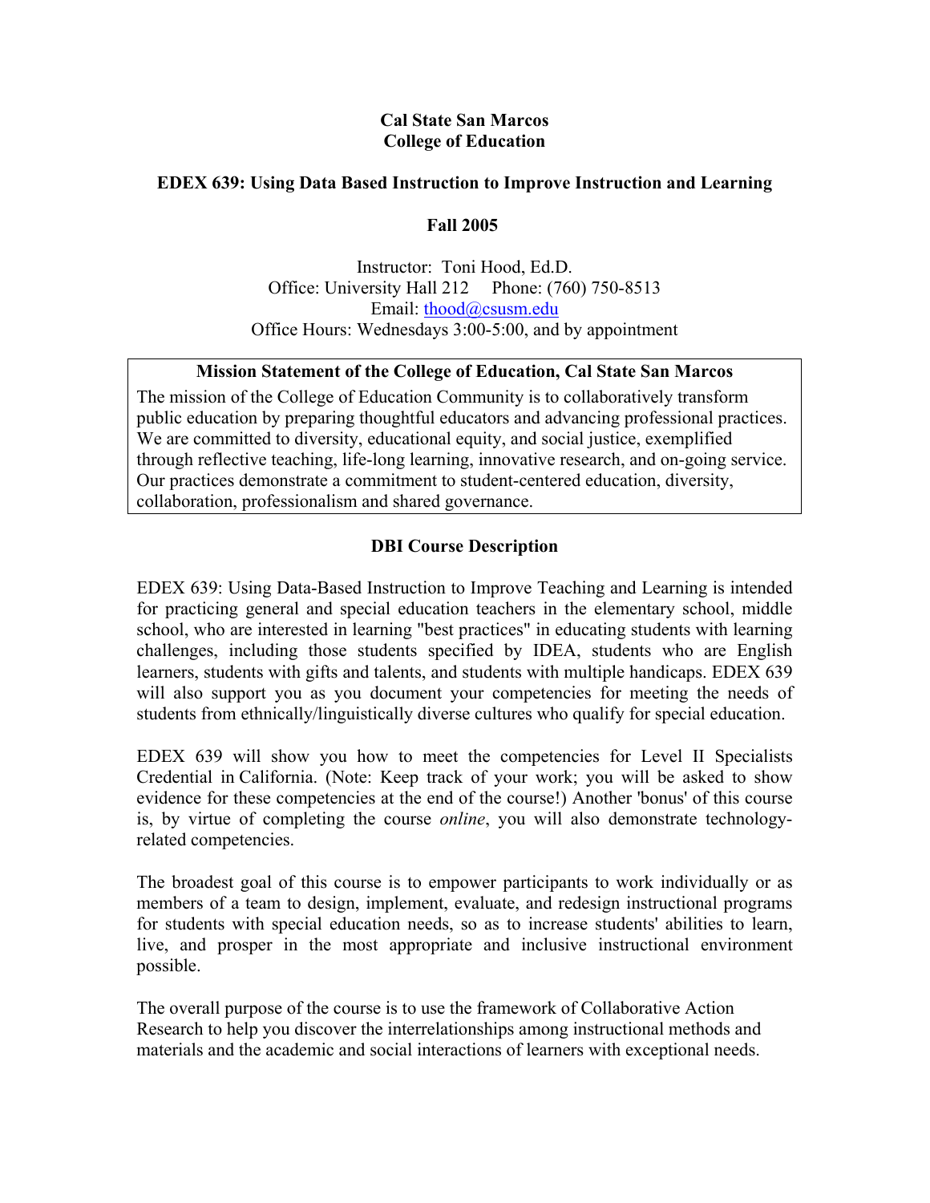**Cal State San Marcos**
**College of Education**

# EDEX 639: Using Data Based Instruction to Improve Instruction and Learning

**Fall 2005**

Instructor: Toni Hood, Ed.D.
Office: University Hall 212 Phone: (760) 750-8513
Email: thood@csusm.edu
Office Hours: Wednesdays 3:00-5:00, and by appointment

**Mission Statement of the College of Education, Cal State San Marcos**

The mission of the College of Education Community is to collaboratively transform public education by preparing thoughtful educators and advancing professional practices. We are committed to diversity, educational equity, and social justice, exemplified through reflective teaching, life-long learning, innovative research, and on-going service. Our practices demonstrate a commitment to student-centered education, diversity, collaboration, professionalism and shared governance.

## DBI Course Description

EDEX 639: Using Data-Based Instruction to Improve Teaching and Learning is intended for practicing general and special education teachers in the elementary school, middle school, who are interested in learning "best practices" in educating students with learning challenges, including those students specified by IDEA, students who are English learners, students with gifts and talents, and students with multiple handicaps. EDEX 639 will also support you as you document your competencies for meeting the needs of students from ethnically/linguistically diverse cultures who qualify for special education.

EDEX 639 will show you how to meet the competencies for Level II Specialists Credential in California. (Note: Keep track of your work; you will be asked to show evidence for these competencies at the end of the course!) Another 'bonus' of this course is, by virtue of completing the course *online*, you will also demonstrate technology-related competencies.

The broadest goal of this course is to empower participants to work individually or as members of a team to design, implement, evaluate, and redesign instructional programs for students with special education needs, so as to increase students' abilities to learn, live, and prosper in the most appropriate and inclusive instructional environment possible.

The overall purpose of the course is to use the framework of Collaborative Action Research to help you discover the interrelationships among instructional methods and materials and the academic and social interactions of learners with exceptional needs.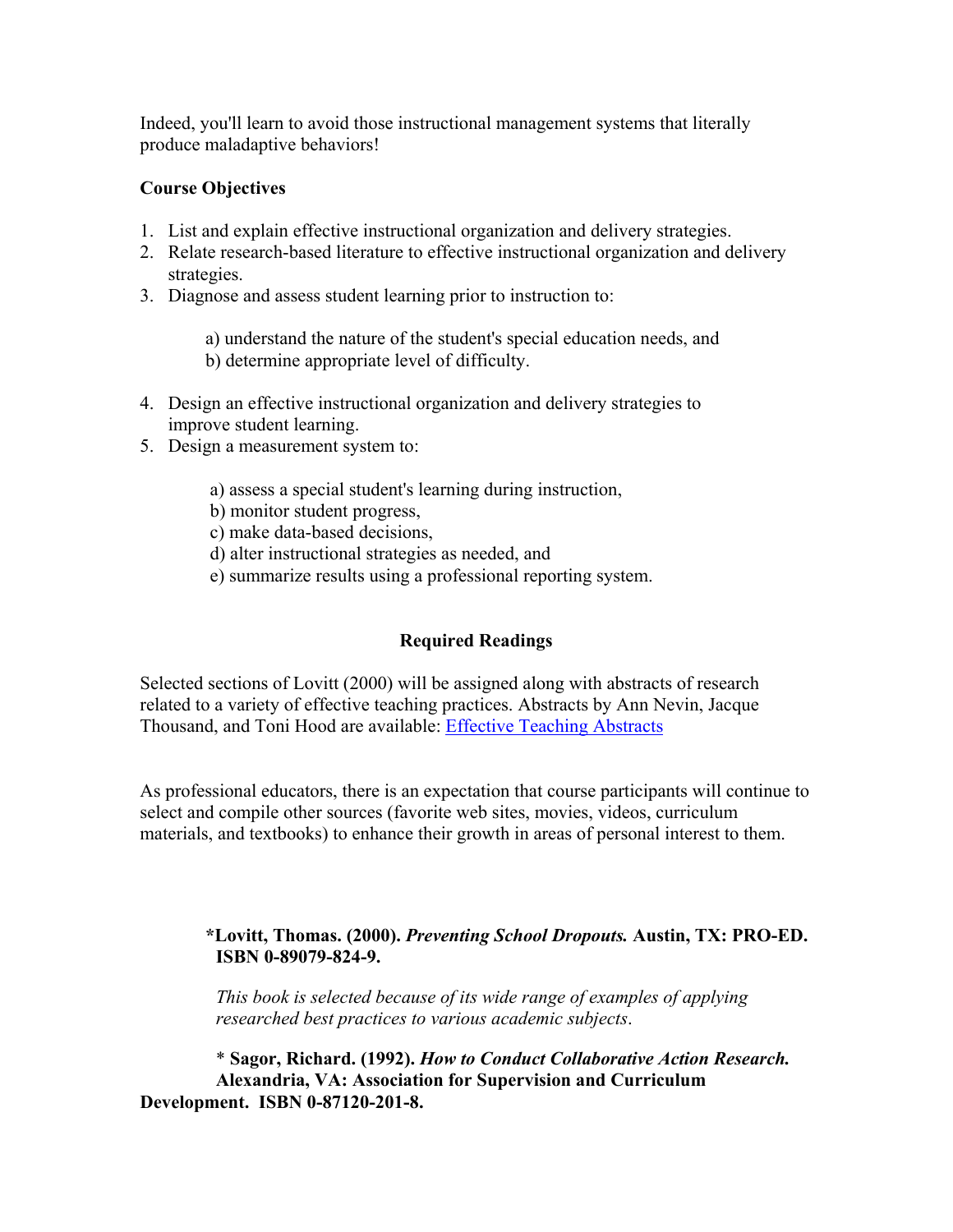Indeed, you'll learn to avoid those instructional management systems that literally produce maladaptive behaviors!

**Course Objectives**

1. List and explain effective instructional organization and delivery strategies.
2. Relate research-based literature to effective instructional organization and delivery strategies.
3. Diagnose and assess student learning prior to instruction to:

    a) understand the nature of the student's special education needs, and
    b) determine appropriate level of difficulty.

4. Design an effective instructional organization and delivery strategies to improve student learning.
5. Design a measurement system to:

    a) assess a special student's learning during instruction,
    b) monitor student progress,
    c) make data-based decisions,
    d) alter instructional strategies as needed, and
    e) summarize results using a professional reporting system.

## Required Readings

Selected sections of Lovitt (2000) will be assigned along with abstracts of research related to a variety of effective teaching practices. Abstracts by Ann Nevin, Jacque Thousand, and Toni Hood are available: Effective Teaching Abstracts

As professional educators, there is an expectation that course participants will continue to select and compile other sources (favorite web sites, movies, videos, curriculum materials, and textbooks) to enhance their growth in areas of personal interest to them.

**\*Lovitt, Thomas. (2000). *Preventing School Dropouts.* Austin, TX: PRO-ED. ISBN 0-89079-824-9.**

*This book is selected because of its wide range of examples of applying researched best practices to various academic subjects*.

\* **Sagor, Richard. (1992). *How to Conduct Collaborative Action Research.* Alexandria, VA: Association for Supervision and Curriculum Development. ISBN 0-87120-201-8.**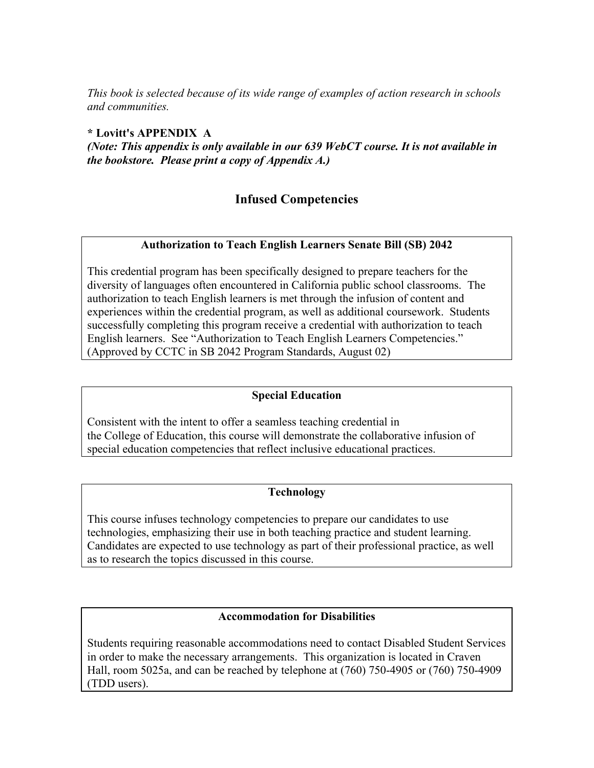*This book is selected because of its wide range of examples of action research in schools and communities.*

**\* Lovitt's APPENDIX A**
***(Note: This appendix is only available in our 639 WebCT course. It is not available in the bookstore. Please print a copy of Appendix A.)***

## Infused Competencies

### Authorization to Teach English Learners Senate Bill (SB) 2042

This credential program has been specifically designed to prepare teachers for the diversity of languages often encountered in California public school classrooms. The authorization to teach English learners is met through the infusion of content and experiences within the credential program, as well as additional coursework. Students successfully completing this program receive a credential with authorization to teach English learners. See "Authorization to Teach English Learners Competencies." (Approved by CCTC in SB 2042 Program Standards, August 02)

### Special Education

Consistent with the intent to offer a seamless teaching credential in the College of Education, this course will demonstrate the collaborative infusion of special education competencies that reflect inclusive educational practices.

### Technology

This course infuses technology competencies to prepare our candidates to use technologies, emphasizing their use in both teaching practice and student learning. Candidates are expected to use technology as part of their professional practice, as well as to research the topics discussed in this course.

### Accommodation for Disabilities

Students requiring reasonable accommodations need to contact Disabled Student Services in order to make the necessary arrangements. This organization is located in Craven Hall, room 5025a, and can be reached by telephone at (760) 750-4905 or (760) 750-4909 (TDD users).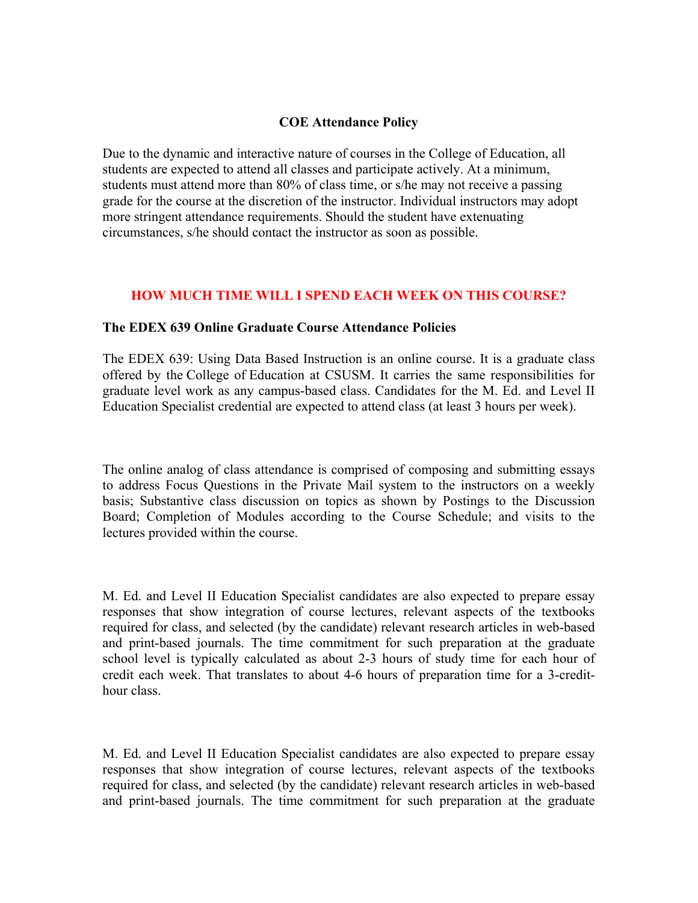**COE Attendance Policy**

Due to the dynamic and interactive nature of courses in the College of Education, all students are expected to attend all classes and participate actively. At a minimum, students must attend more than 80% of class time, or s/he may not receive a passing grade for the course at the discretion of the instructor. Individual instructors may adopt more stringent attendance requirements. Should the student have extenuating circumstances, s/he should contact the instructor as soon as possible.

## HOW MUCH TIME WILL I SPEND EACH WEEK ON THIS COURSE?

**The EDEX 639 Online Graduate Course Attendance Policies**

The EDEX 639: Using Data Based Instruction is an online course. It is a graduate class offered by the College of Education at CSUSM. It carries the same responsibilities for graduate level work as any campus-based class. Candidates for the M. Ed. and Level II Education Specialist credential are expected to attend class (at least 3 hours per week).

The online analog of class attendance is comprised of composing and submitting essays to address Focus Questions in the Private Mail system to the instructors on a weekly basis; Substantive class discussion on topics as shown by Postings to the Discussion Board; Completion of Modules according to the Course Schedule; and visits to the lectures provided within the course.

M. Ed. and Level II Education Specialist candidates are also expected to prepare essay responses that show integration of course lectures, relevant aspects of the textbooks required for class, and selected (by the candidate) relevant research articles in web-based and print-based journals. The time commitment for such preparation at the graduate school level is typically calculated as about 2-3 hours of study time for each hour of credit each week. That translates to about 4-6 hours of preparation time for a 3-credit-hour class.

M. Ed. and Level II Education Specialist candidates are also expected to prepare essay responses that show integration of course lectures, relevant aspects of the textbooks required for class, and selected (by the candidate) relevant research articles in web-based and print-based journals. The time commitment for such preparation at the graduate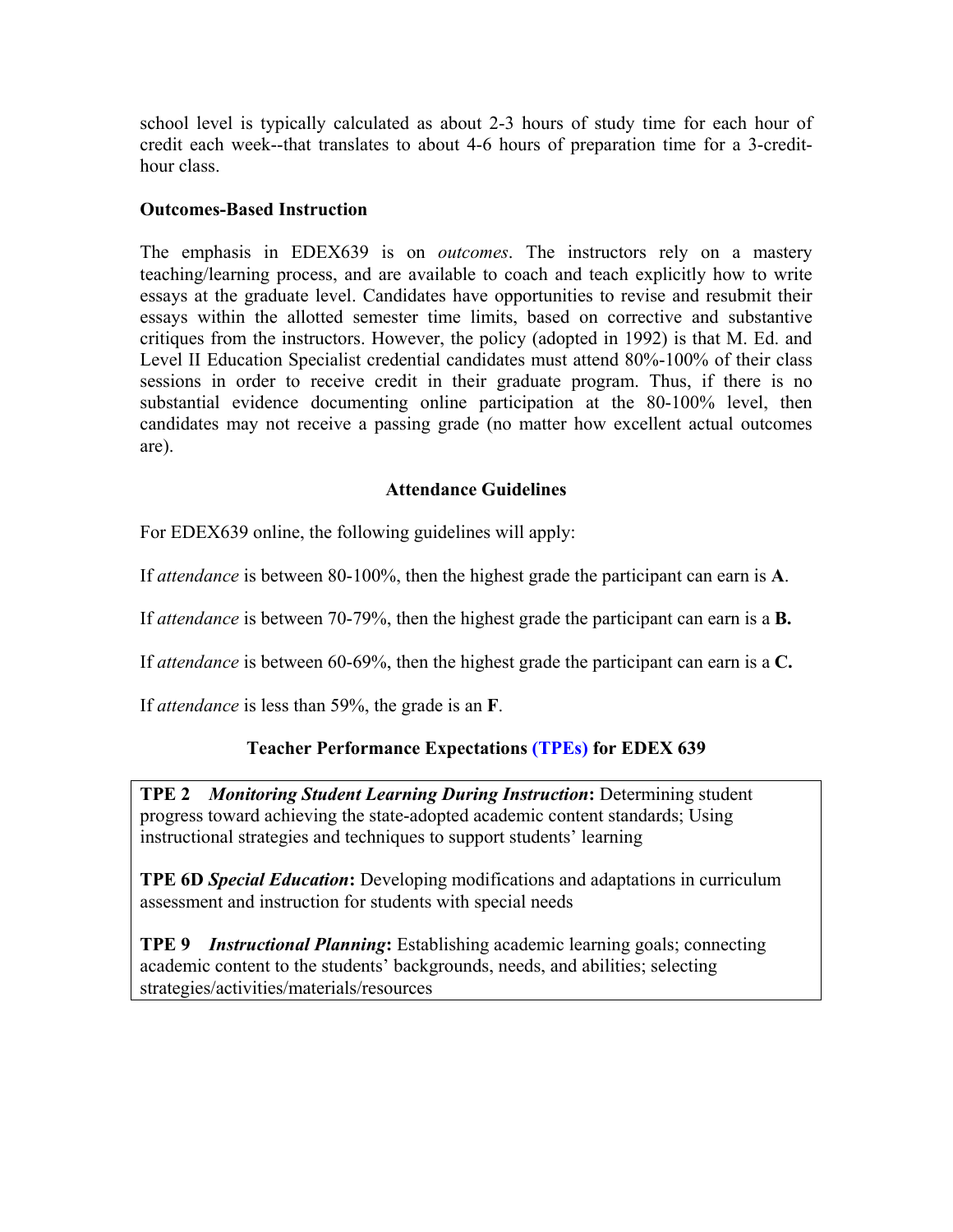school level is typically calculated as about 2-3 hours of study time for each hour of credit each week--that translates to about 4-6 hours of preparation time for a 3-credit-hour class.

**Outcomes-Based Instruction**

The emphasis in EDEX639 is on *outcomes*. The instructors rely on a mastery teaching/learning process, and are available to coach and teach explicitly how to write essays at the graduate level. Candidates have opportunities to revise and resubmit their essays within the allotted semester time limits, based on corrective and substantive critiques from the instructors. However, the policy (adopted in 1992) is that M. Ed. and Level II Education Specialist credential candidates must attend 80%-100% of their class sessions in order to receive credit in their graduate program. Thus, if there is no substantial evidence documenting online participation at the 80-100% level, then candidates may not receive a passing grade (no matter how excellent actual outcomes are).

## Attendance Guidelines

For EDEX639 online, the following guidelines will apply:

If *attendance* is between 80-100%, then the highest grade the participant can earn is **A**.

If *attendance* is between 70-79%, then the highest grade the participant can earn is a **B.**

If *attendance* is between 60-69%, then the highest grade the participant can earn is a **C.**

If *attendance* is less than 59%, the grade is an **F**.

## Teacher Performance Expectations (TPEs) for EDEX 639

**TPE 2** ***Monitoring Student Learning During Instruction*:** Determining student progress toward achieving the state-adopted academic content standards; Using instructional strategies and techniques to support students' learning

**TPE 6D** ***Special Education*:** Developing modifications and adaptations in curriculum assessment and instruction for students with special needs

**TPE 9** ***Instructional Planning*:** Establishing academic learning goals; connecting academic content to the students' backgrounds, needs, and abilities; selecting strategies/activities/materials/resources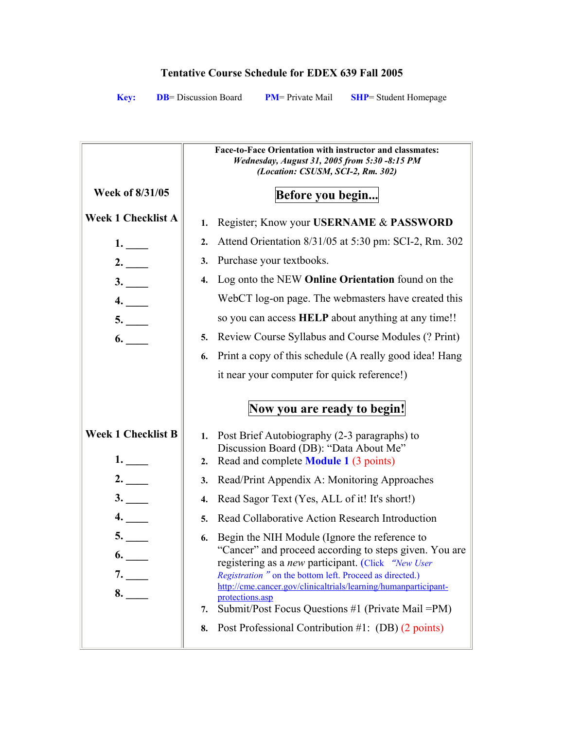# Tentative Course Schedule for EDEX 639 Fall 2005

**Key:** **DB**= Discussion Board **PM**= Private Mail **SHP**= Student Homepage

| | |
|---|---|
| | **Face-to-Face Orientation with instructor and classmates:** ***Wednesday, August 31, 2005 from 5:30 -8:15 PM*** ***(Location: CSUSM, SCI-2, Rm. 302)*** |
| **Week of 8/31/05**<br><br>**Week 1 Checklist A**<br><br>**1.** ____<br>**2.** ____<br>**3.** ____<br>**4.** ____<br>**5.** ____<br>**6.** ____ | **Before you begin...**<br><br>1. Register; Know your **USERNAME** & **PASSWORD**<br>2. Attend Orientation 8/31/05 at 5:30 pm: SCI-2, Rm. 302<br>3. Purchase your textbooks.<br>4. Log onto the NEW **Online Orientation** found on the WebCT log-on page. The webmasters have created this so you can access **HELP** about anything at any time!!<br>5. Review Course Syllabus and Course Modules (? Print)<br>6. Print a copy of this schedule (A really good idea! Hang it near your computer for quick reference!) |
| **Week 1 Checklist B**<br><br>**1.** ____<br>**2.** ____<br>**3.** ____<br>**4.** ____<br>**5.** ____<br>**6.** ____<br>**7.** ____<br>**8.** ____ | **Now you are ready to begin!**<br><br>1. Post Brief Autobiography (2-3 paragraphs) to Discussion Board (DB): "Data About Me"<br>2. Read and complete **Module 1** (3 points)<br>3. Read/Print Appendix A: Monitoring Approaches<br>4. Read Sagor Text (Yes, ALL of it! It's short!)<br>5. Read Collaborative Action Research Introduction<br>6. Begin the NIH Module (Ignore the reference to "Cancer" and proceed according to steps given. You are registering as a *new* participant. (Click *"New User Registration"* on the bottom left. Proceed as directed.) http://cme.cancer.gov/clinicaltrials/learning/humanparticipant-protections.asp<br>7. Submit/Post Focus Questions #1 (Private Mail =PM)<br>8. Post Professional Contribution #1: (DB) (2 points) |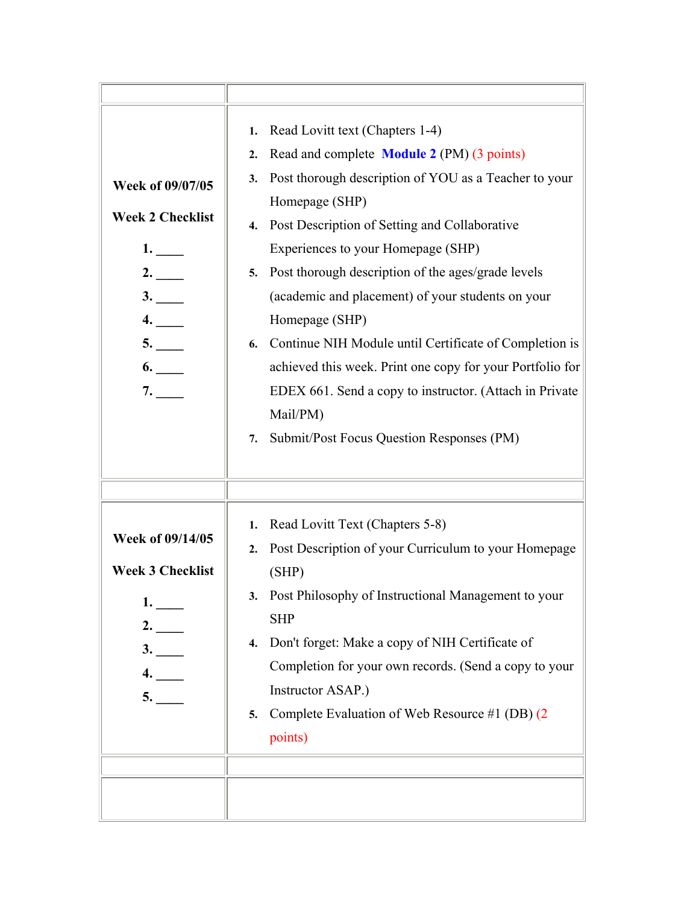| | |
|---|---|
| **Week of 09/07/05**<br><br>**Week 2 Checklist**<br><br>**1.** ____<br>**2.** ____<br>**3.** ____<br>**4.** ____<br>**5.** ____<br>**6.** ____<br>**7.** ____ | 1. Read Lovitt text (Chapters 1-4)<br>2. Read and complete **Module 2** (PM) (3 points)<br>3. Post thorough description of YOU as a Teacher to your Homepage (SHP)<br>4. Post Description of Setting and Collaborative Experiences to your Homepage (SHP)<br>5. Post thorough description of the ages/grade levels (academic and placement) of your students on your Homepage (SHP)<br>6. Continue NIH Module until Certificate of Completion is achieved this week. Print one copy for your Portfolio for EDEX 661. Send a copy to instructor. (Attach in Private Mail/PM)<br>7. Submit/Post Focus Question Responses (PM) |
| | |
| **Week of 09/14/05**<br><br>**Week 3 Checklist**<br><br>**1.** ____<br>**2.** ____<br>**3.** ____<br>**4.** ____<br>**5.** ____ | 1. Read Lovitt Text (Chapters 5-8)<br>2. Post Description of your Curriculum to your Homepage (SHP)<br>3. Post Philosophy of Instructional Management to your SHP<br>4. Don't forget: Make a copy of NIH Certificate of Completion for your own records. (Send a copy to your Instructor ASAP.)<br>5. Complete Evaluation of Web Resource #1 (DB) (2 points) |
| | |
| | |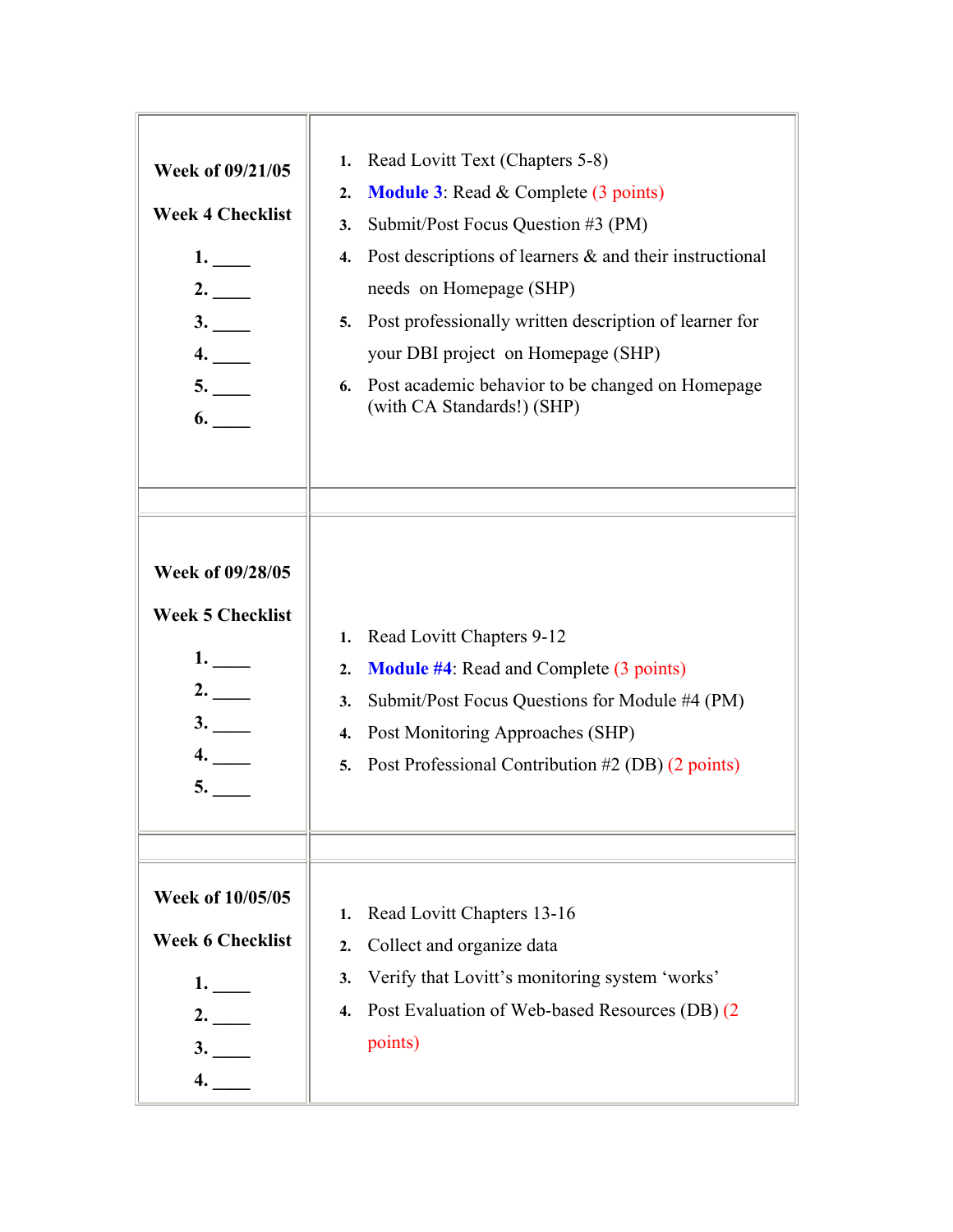| | |
|---|---|
| **Week of 09/21/05**<br><br>**Week 4 Checklist**<br><br>**1. ____**<br>**2. ____**<br>**3. ____**<br>**4. ____**<br>**5. ____**<br>**6. ____** | 1. Read Lovitt Text (Chapters 5-8)<br>2. **Module 3**: Read & Complete (3 points)<br>3. Submit/Post Focus Question #3 (PM)<br>4. Post descriptions of learners & and their instructional needs on Homepage (SHP)<br>5. Post professionally written description of learner for your DBI project on Homepage (SHP)<br>6. Post academic behavior to be changed on Homepage (with CA Standards!) (SHP) |
| | |
| **Week of 09/28/05**<br><br>**Week 5 Checklist**<br><br>**1. ____**<br>**2. ____**<br>**3. ____**<br>**4. ____**<br>**5. ____** | 1. Read Lovitt Chapters 9-12<br>2. **Module #4**: Read and Complete (3 points)<br>3. Submit/Post Focus Questions for Module #4 (PM)<br>4. Post Monitoring Approaches (SHP)<br>5. Post Professional Contribution #2 (DB) (2 points) |
| | |
| **Week of 10/05/05**<br><br>**Week 6 Checklist**<br><br>**1. ____**<br>**2. ____**<br>**3. ____**<br>**4. ____** | 1. Read Lovitt Chapters 13-16<br>2. Collect and organize data<br>3. Verify that Lovitt's monitoring system 'works'<br>4. Post Evaluation of Web-based Resources (DB) (2 points) |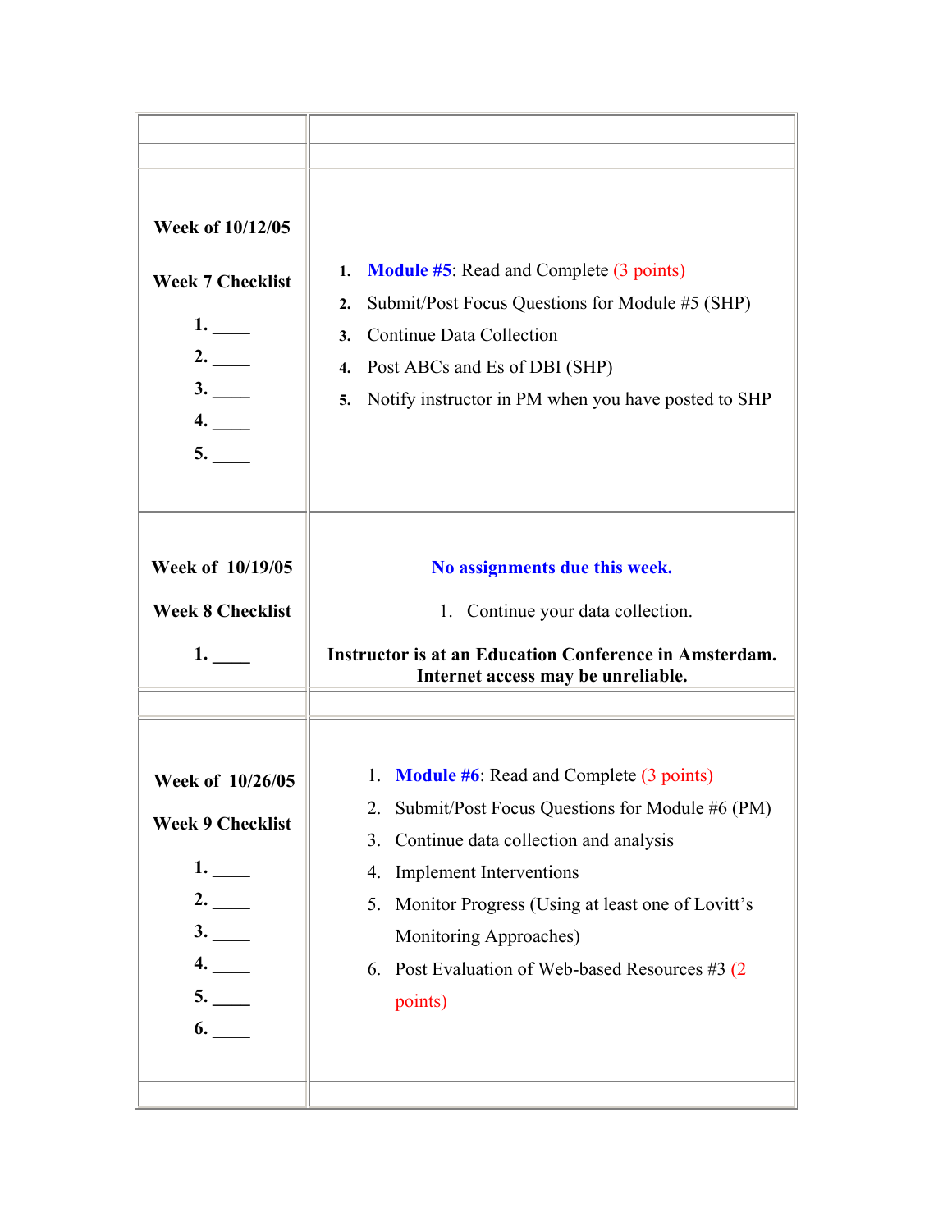| | |
|---|---|
| | |
| **Week of 10/12/05**<br><br>**Week 7 Checklist**<br><br>**1. \_\_\_\_**<br>**2. \_\_\_\_**<br>**3. \_\_\_\_**<br>**4. \_\_\_\_**<br>**5. \_\_\_\_** | 1. **Module #5**: Read and Complete (3 points)<br>2. Submit/Post Focus Questions for Module #5 (SHP)<br>3. Continue Data Collection<br>4. Post ABCs and Es of DBI (SHP)<br>5. Notify instructor in PM when you have posted to SHP |
| **Week of 10/19/05**<br><br>**Week 8 Checklist**<br><br>**1. \_\_\_\_** | **No assignments due this week.**<br><br>1. Continue your data collection.<br><br>**Instructor is at an Education Conference in Amsterdam. Internet access may be unreliable.** |
| | |
| **Week of 10/26/05**<br><br>**Week 9 Checklist**<br><br>**1. \_\_\_\_**<br>**2. \_\_\_\_**<br>**3. \_\_\_\_**<br>**4. \_\_\_\_**<br>**5. \_\_\_\_**<br>**6. \_\_\_\_** | 1. **Module #6**: Read and Complete (3 points)<br>2. Submit/Post Focus Questions for Module #6 (PM)<br>3. Continue data collection and analysis<br>4. Implement Interventions<br>5. Monitor Progress (Using at least one of Lovitt's Monitoring Approaches)<br>6. Post Evaluation of Web-based Resources #3 (2 points) |
| | |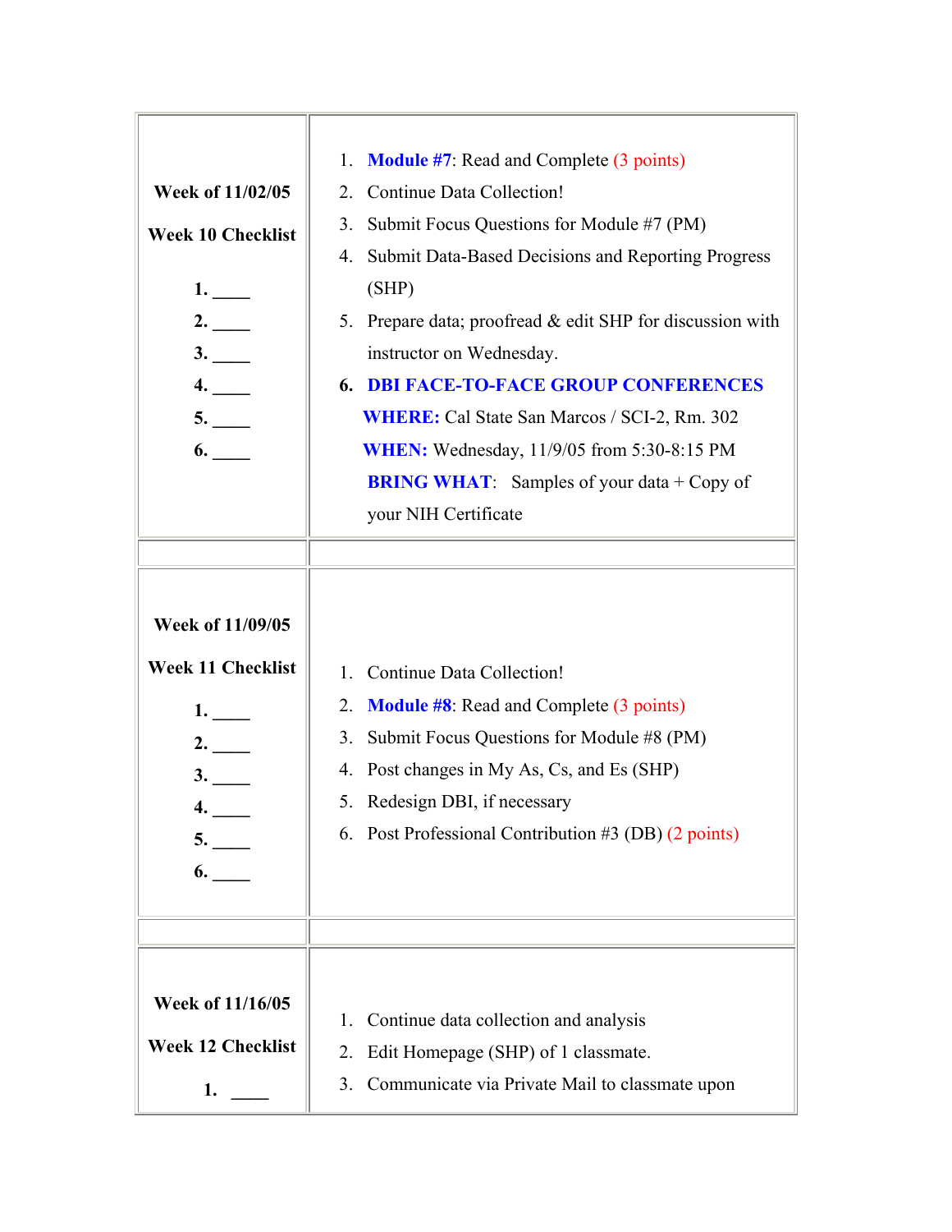| | |
|---|---|
| **Week of 11/02/05**<br><br>**Week 10 Checklist**<br><br>**1. \_\_\_\_**<br>**2. \_\_\_\_**<br>**3. \_\_\_\_**<br>**4. \_\_\_\_**<br>**5. \_\_\_\_**<br>**6. \_\_\_\_** | 1. **Module #7**: Read and Complete (3 points)<br>2. Continue Data Collection!<br>3. Submit Focus Questions for Module #7 (PM)<br>4. Submit Data-Based Decisions and Reporting Progress (SHP)<br>5. Prepare data; proofread & edit SHP for discussion with instructor on Wednesday.<br>6. **DBI FACE-TO-FACE GROUP CONFERENCES**<br>**WHERE:** Cal State San Marcos / SCI-2, Rm. 302<br>**WHEN:** Wednesday, 11/9/05 from 5:30-8:15 PM<br>**BRING WHAT**: Samples of your data + Copy of your NIH Certificate |
| | |
| **Week of 11/09/05**<br><br>**Week 11 Checklist**<br><br>**1. \_\_\_\_**<br>**2. \_\_\_\_**<br>**3. \_\_\_\_**<br>**4. \_\_\_\_**<br>**5. \_\_\_\_**<br>**6. \_\_\_\_** | 1. Continue Data Collection!<br>2. **Module #8**: Read and Complete (3 points)<br>3. Submit Focus Questions for Module #8 (PM)<br>4. Post changes in My As, Cs, and Es (SHP)<br>5. Redesign DBI, if necessary<br>6. Post Professional Contribution #3 (DB) (2 points) |
| | |
| **Week of 11/16/05**<br><br>**Week 12 Checklist**<br><br>**1. \_\_\_\_** | 1. Continue data collection and analysis<br>2. Edit Homepage (SHP) of 1 classmate.<br>3. Communicate via Private Mail to classmate upon |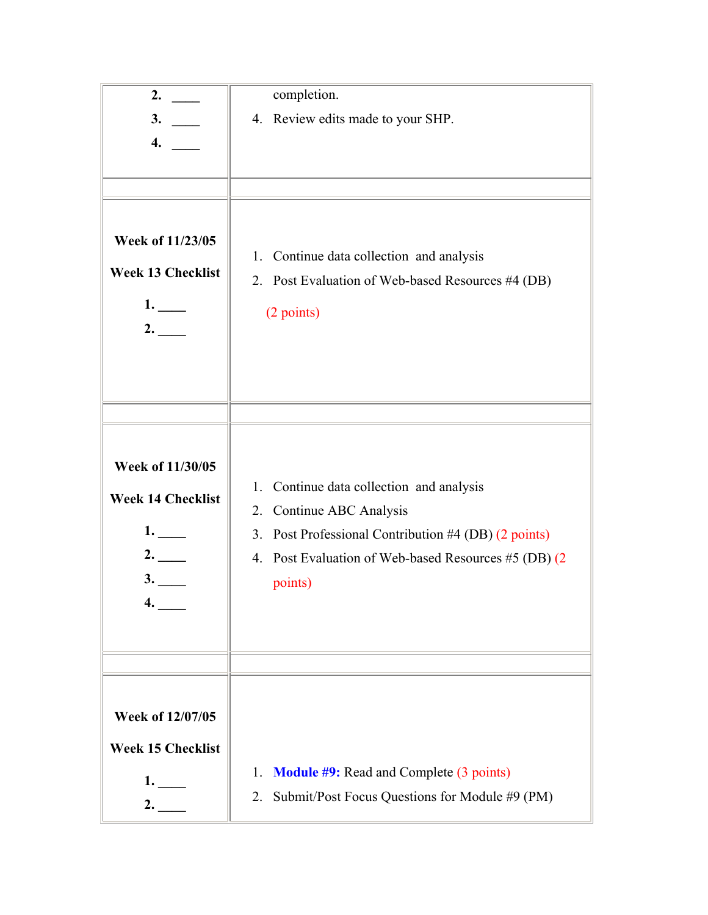| | |
|---|---|
| **2.** ____<br>**3.** ____<br>**4.** ____ | completion.<br>4. Review edits made to your SHP. |
| | |
| **Week of 11/23/05**<br>**Week 13 Checklist**<br>**1.** ____<br>**2.** ____ | 1. Continue data collection and analysis<br>2. Post Evaluation of Web-based Resources #4 (DB) (2 points) |
| | |
| **Week of 11/30/05**<br>**Week 14 Checklist**<br>**1.** ____<br>**2.** ____<br>**3.** ____<br>**4.** ____ | 1. Continue data collection and analysis<br>2. Continue ABC Analysis<br>3. Post Professional Contribution #4 (DB) (2 points)<br>4. Post Evaluation of Web-based Resources #5 (DB) (2 points) |
| | |
| **Week of 12/07/05**<br>**Week 15 Checklist**<br>**1.** ____<br>**2.** ____ | 1. **Module #9:** Read and Complete (3 points)<br>2. Submit/Post Focus Questions for Module #9 (PM) |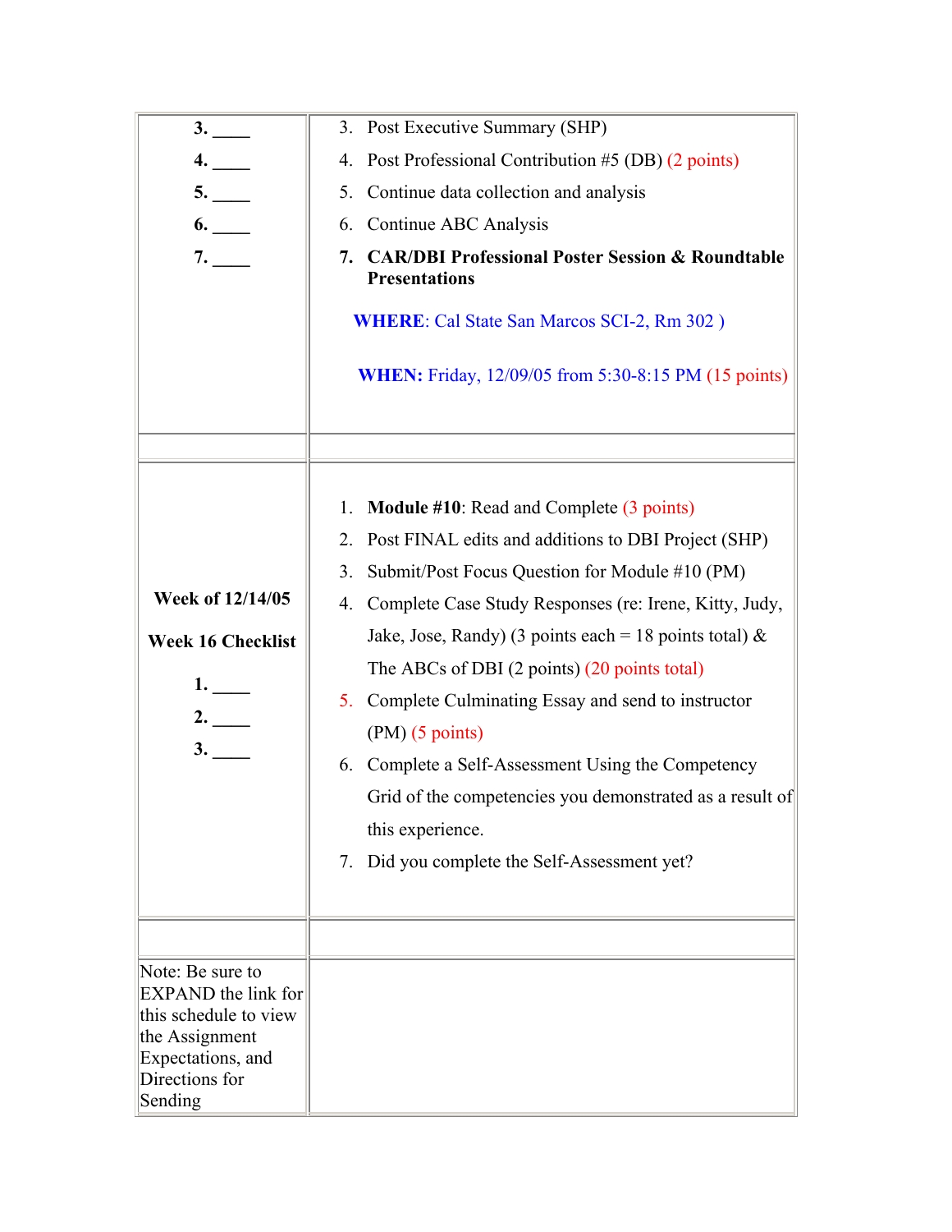| | |
|---|---|
| **3.** ____<br>**4.** ____<br>**5.** ____<br>**6.** ____<br>**7.** ____ | 3. Post Executive Summary (SHP)<br>4. Post Professional Contribution #5 (DB) (2 points)<br>5. Continue data collection and analysis<br>6. Continue ABC Analysis<br>7. **CAR/DBI Professional Poster Session & Roundtable Presentations**<br><br>**WHERE**: Cal State San Marcos SCI-2, Rm 302 )<br><br>**WHEN:** Friday, 12/09/05 from 5:30-8:15 PM (15 points) |
| | |
| **Week of 12/14/05**<br><br>**Week 16 Checklist**<br><br>**1.** ____<br>**2.** ____<br>**3.** ____ | 1. **Module #10**: Read and Complete (3 points)<br>2. Post FINAL edits and additions to DBI Project (SHP)<br>3. Submit/Post Focus Question for Module #10 (PM)<br>4. Complete Case Study Responses (re: Irene, Kitty, Judy, Jake, Jose, Randy) (3 points each = 18 points total) & The ABCs of DBI (2 points) (20 points total)<br>5. Complete Culminating Essay and send to instructor (PM) (5 points)<br>6. Complete a Self-Assessment Using the Competency Grid of the competencies you demonstrated as a result of this experience.<br>7. Did you complete the Self-Assessment yet? |
| | |
| Note: Be sure to EXPAND the link for this schedule to view the Assignment Expectations, and Directions for Sending | |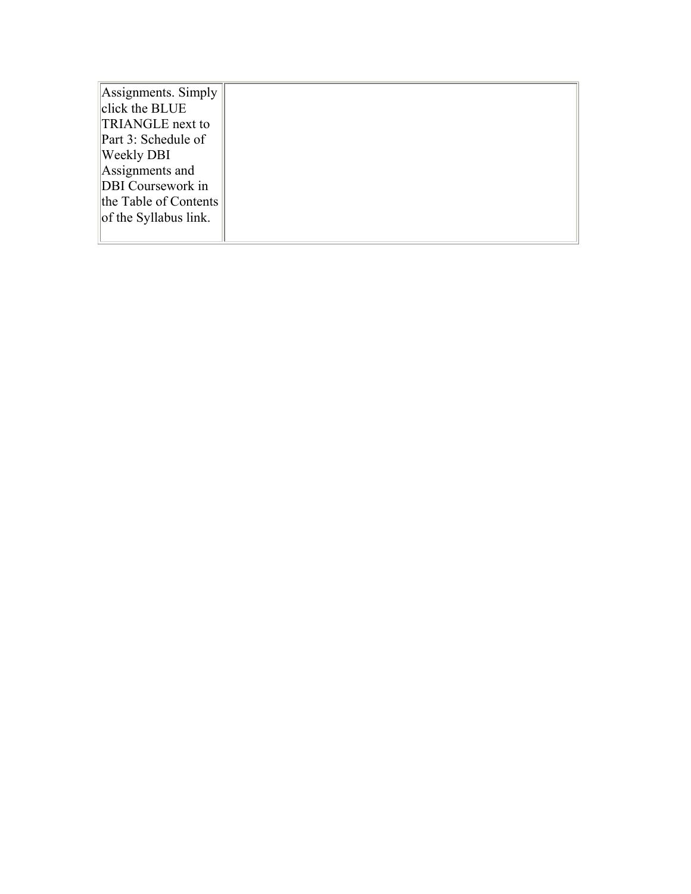| | |
|---|---|
| Assignments. Simply click the BLUE TRIANGLE next to Part 3: Schedule of Weekly DBI Assignments and DBI Coursework in the Table of Contents of the Syllabus link. | |